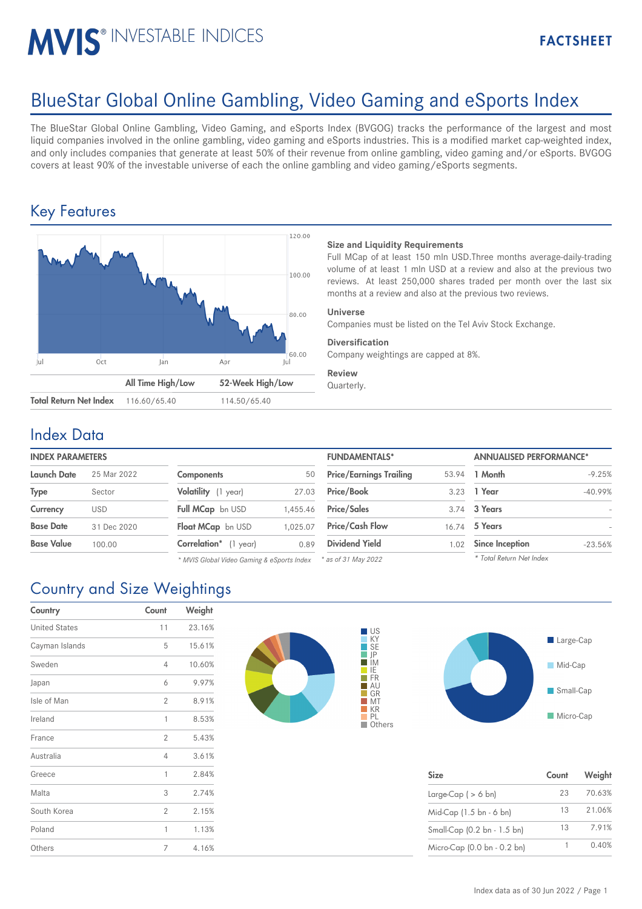# MVIS® INVESTABLE INDICES

**FACTSHEET**

# BlueStar Global Online Gambling, Video Gaming and eSports Index

The BlueStar Global Online Gambling, Video Gaming, and eSports Index (BVGOG) tracks the performance of the largest and most liquid companies involved in the online gambling, video gaming and eSports industries. This is a modified market cap-weighted index, and only includes companies that generate at least 50% of their revenue from online gambling, video gaming and/or eSports. BVGOG covers at least 90% of the investable universe of each the online gambling and video gaming/eSports segments.

## Key Features

| | All Time High/Low | 52-Week High/Low |
|---|---|---|
| **Total Return Net Index** | 116.60/65.40 | 114.50/65.40 |

**Size and Liquidity Requirements**
Full MCap of at least 150 mln USD.Three months average-daily-trading volume of at least 1 mln USD at a review and also at the previous two reviews. At least 250,000 shares traded per month over the last six months at a review and also at the previous two reviews.

**Universe**
Companies must be listed on the Tel Aviv Stock Exchange.

**Diversification**
Company weightings are capped at 8%.

**Review**
Quarterly.

## Index Data

**INDEX PARAMETERS**

| | |
|---|---|
| **Launch Date** | 25 Mar 2022 |
| **Type** | Sector |
| **Currency** | USD |
| **Base Date** | 31 Dec 2020 |
| **Base Value** | 100.00 |

| | |
|---|---|
| **Components** | 50 |
| **Volatility** (1 year) | 27.03 |
| **Full MCap** bn USD | 1,455.46 |
| **Float MCap** bn USD | 1,025.07 |
| **Correlation*** (1 year) | 0.89 |

*\* MVIS Global Video Gaming & eSports Index*

**FUNDAMENTALS***

| | |
|---|---|
| **Price/Earnings Trailing** | 53.94 |
| **Price/Book** | 3.23 |
| **Price/Sales** | 3.74 |
| **Price/Cash Flow** | 16.74 |
| **Dividend Yield** | 1.02 |

*\* as of 31 May 2022*

**ANNUALISED PERFORMANCE***

| | |
|---|---|
| **1 Month** | -9.25% |
| **1 Year** | -40.99% |
| **3 Years** | - |
| **5 Years** | - |
| **Since Inception** | -23.56% |

*\* Total Return Net Index*

## Country and Size Weightings

| Country | Count | Weight |
|---|---|---|
| United States | 11 | 23.16% |
| Cayman Islands | 5 | 15.61% |
| Sweden | 4 | 10.60% |
| Japan | 6 | 9.97% |
| Isle of Man | 2 | 8.91% |
| Ireland | 1 | 8.53% |
| France | 2 | 5.43% |
| Australia | 4 | 3.61% |
| Greece | 1 | 2.84% |
| Malta | 3 | 2.74% |
| South Korea | 2 | 2.15% |
| Poland | 1 | 1.13% |
| Others | 7 | 4.16% |

| Size | Count | Weight |
|---|---|---|
| Large-Cap ( > 6 bn) | 23 | 70.63% |
| Mid-Cap (1.5 bn - 6 bn) | 13 | 21.06% |
| Small-Cap (0.2 bn - 1.5 bn) | 13 | 7.91% |
| Micro-Cap (0.0 bn - 0.2 bn) | 1 | 0.40% |

Index data as of 30 Jun 2022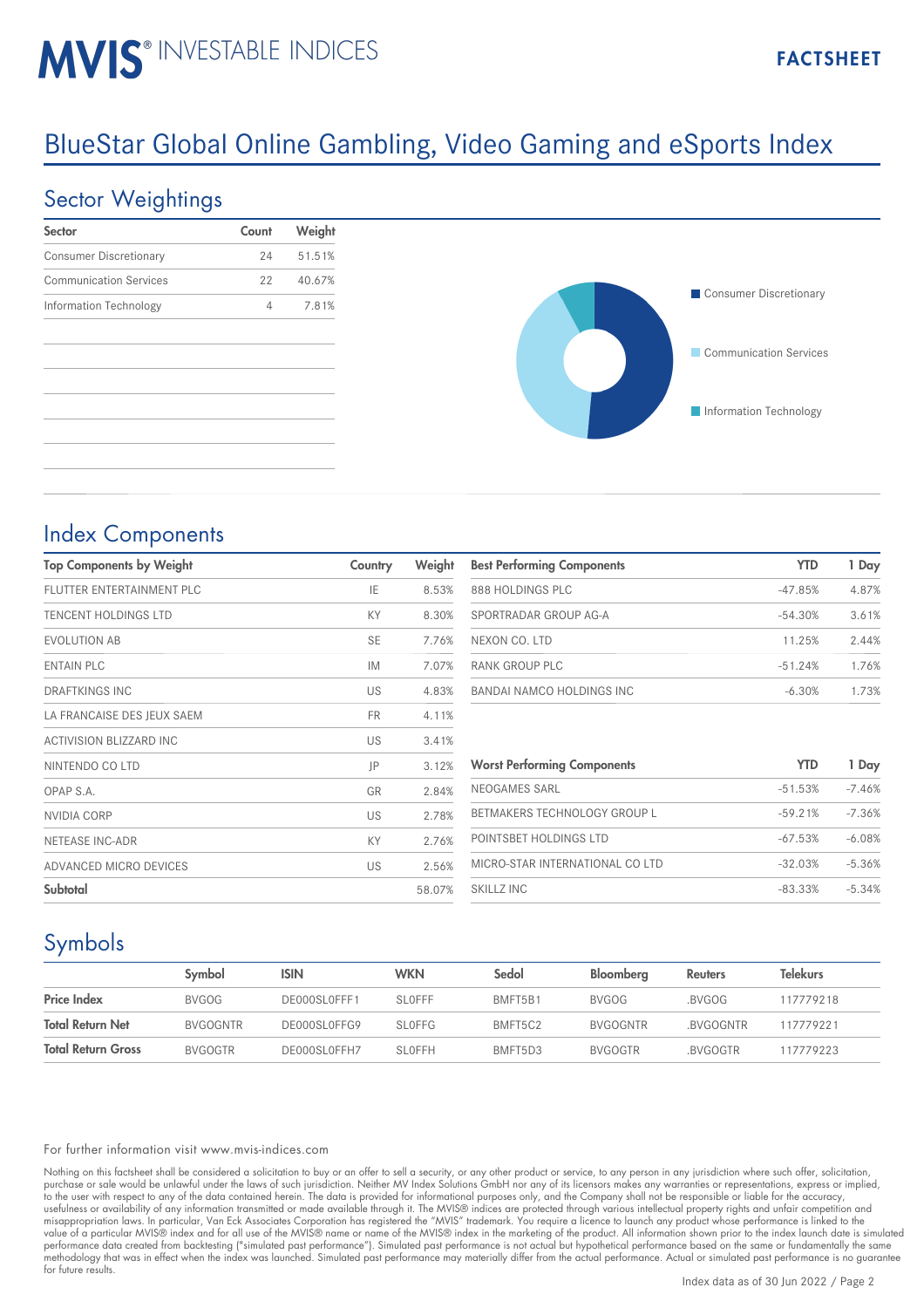# BlueStar Global Online Gambling, Video Gaming and eSports Index

## Sector Weightings

| Sector | Count | Weight |
|---|---|---|
| Consumer Discretionary | 24 | 51.51% |
| Communication Services | 22 | 40.67% |
| Information Technology | 4 | 7.81% |

Consumer Discretionary
Communication Services
Information Technology

## Index Components

| Top Components by Weight | Country | Weight |
|---|---|---|
| FLUTTER ENTERTAINMENT PLC | IE | 8.53% |
| TENCENT HOLDINGS LTD | KY | 8.30% |
| EVOLUTION AB | SE | 7.76% |
| ENTAIN PLC | IM | 7.07% |
| DRAFTKINGS INC | US | 4.83% |
| LA FRANCAISE DES JEUX SAEM | FR | 4.11% |
| ACTIVISION BLIZZARD INC | US | 3.41% |
| NINTENDO CO LTD | JP | 3.12% |
| OPAP S.A. | GR | 2.84% |
| NVIDIA CORP | US | 2.78% |
| NETEASE INC-ADR | KY | 2.76% |
| ADVANCED MICRO DEVICES | US | 2.56% |
| **Subtotal** | | 58.07% |

| Best Performing Components | YTD | 1 Day |
|---|---|---|
| 888 HOLDINGS PLC | -47.85% | 4.87% |
| SPORTRADAR GROUP AG-A | -54.30% | 3.61% |
| NEXON CO. LTD | 11.25% | 2.44% |
| RANK GROUP PLC | -51.24% | 1.76% |
| BANDAI NAMCO HOLDINGS INC | -6.30% | 1.73% |

| Worst Performing Components | YTD | 1 Day |
|---|---|---|
| NEOGAMES SARL | -51.53% | -7.46% |
| BETMAKERS TECHNOLOGY GROUP L | -59.21% | -7.36% |
| POINTSBET HOLDINGS LTD | -67.53% | -6.08% |
| MICRO-STAR INTERNATIONAL CO LTD | -32.03% | -5.36% |
| SKILLZ INC | -83.33% | -5.34% |

## Symbols

| | Symbol | ISIN | WKN | Sedol | Bloomberg | Reuters | Telekurs |
|---|---|---|---|---|---|---|---|
| **Price Index** | BVGOG | DE000SLOFFF1 | SLOFFF | BMFT5B1 | BVGOG | .BVGOG | 117779218 |
| **Total Return Net** | BVGOGNTR | DE000SLOFFG9 | SLOFFG | BMFT5C2 | BVGOGNTR | .BVGOGNTR | 117779221 |
| **Total Return Gross** | BVGOGTR | DE000SLOFFH7 | SLOFFH | BMFT5D3 | BVGOGTR | .BVGOGTR | 117779223 |

For further information visit www.mvis-indices.com

Nothing on this factsheet shall be considered a solicitation to buy or an offer to sell a security, or any other product or service, to any person in any jurisdiction where such offer, solicitation, purchase or sale would be unlawful under the laws of such jurisdiction. Neither MV Index Solutions GmbH nor any of its licensors makes any warranties or representations, express or implied, to the user with respect to any of the data contained herein. The data is provided for informational purposes only, and the Company shall not be responsible or liable for the accuracy, usefulness or availability of any information transmitted or made available through it. The MVIS® indices are protected through various intellectual property rights and unfair competition and misappropriation laws. In particular, Van Eck Associates Corporation has registered the "MVIS" trademark. You require a licence to launch any product whose performance is linked to the value of a particular MVIS® index and for all use of the MVIS® name or name of the MVIS® index in the marketing of the product. All information shown prior to the index launch date is simulated performance data created from backtesting ("simulated past performance"). Simulated past performance is not actual but hypothetical performance based on the same or fundamentally the same methodology that was in effect when the index was launched. Simulated past performance may materially differ from the actual performance. Actual or simulated past performance is no guarantee for future results.

Index data as of 30 Jun 2022